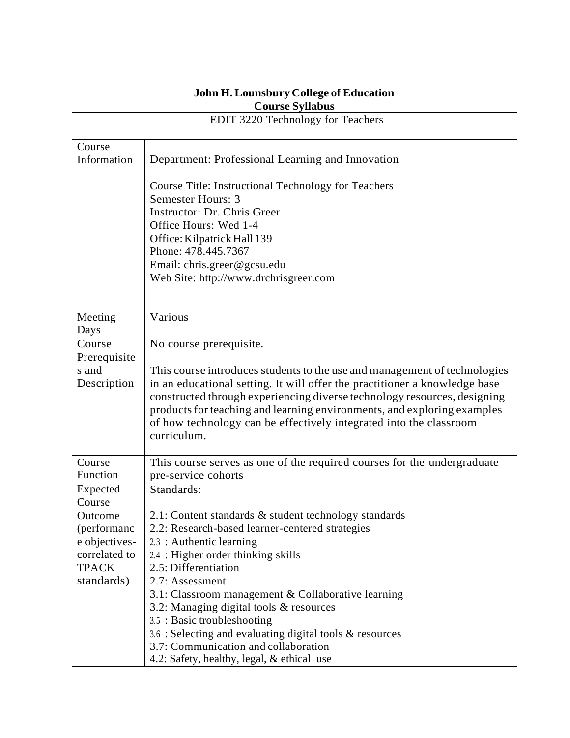| John H. Lounsbury College of Education<br>Course Syllabus | |
|---|---|
| EDIT 3220 Technology for Teachers | |
| Course Information | Department: Professional Learning and Innovation<br><br>Course Title: Instructional Technology for Teachers<br>Semester Hours: 3<br>Instructor: Dr. Chris Greer<br>Office Hours: Wed 1-4<br>Office: Kilpatrick Hall 139<br>Phone: 478.445.7367<br>Email: chris.greer@gcsu.edu<br>Web Site: http://www.drchrisgreer.com |
| Meeting Days | Various |
| Course Prerequisites and Description | No course prerequisite.<br><br>This course introduces students to the use and management of technologies in an educational setting. It will offer the practitioner a knowledge base constructed through experiencing diverse technology resources, designing products for teaching and learning environments, and exploring examples of how technology can be effectively integrated into the classroom curriculum. |
| Course Function | This course serves as one of the required courses for the undergraduate pre-service cohorts |
| Expected Course Outcome (performance objectives-correlated to TPACK standards) | Standards:<br><br>2.1: Content standards & student technology standards<br>2.2: Research-based learner-centered strategies<br>2.3 : Authentic learning<br>2.4 : Higher order thinking skills<br>2.5: Differentiation<br>2.7: Assessment<br>3.1: Classroom management & Collaborative learning<br>3.2: Managing digital tools & resources<br>3.5 : Basic troubleshooting<br>3.6 : Selecting and evaluating digital tools & resources<br>3.7: Communication and collaboration<br>4.2: Safety, healthy, legal, & ethical use |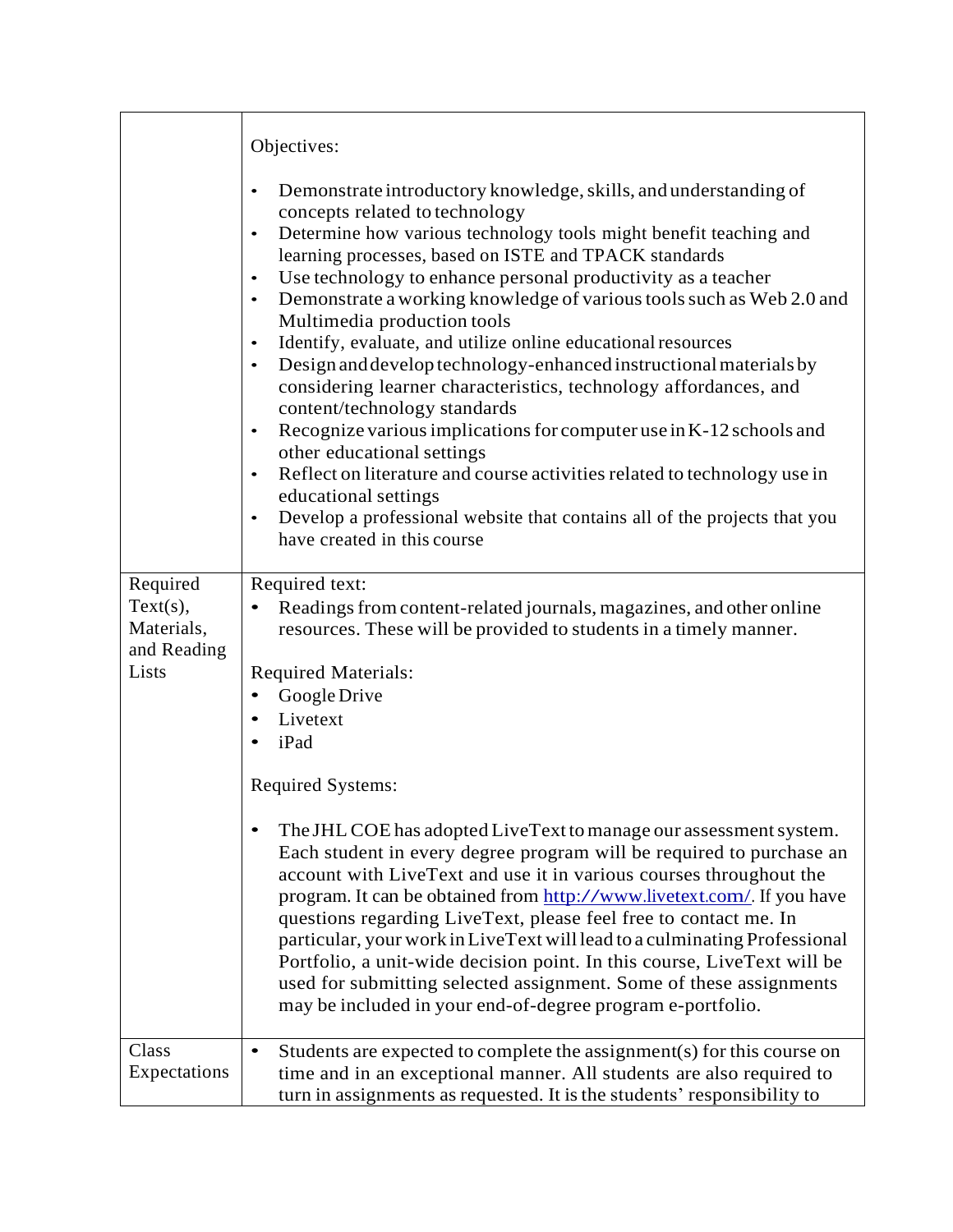| | |
|---|---|
| | Objectives:<br><br>• Demonstrate introductory knowledge, skills, and understanding of concepts related to technology<br>• Determine how various technology tools might benefit teaching and learning processes, based on ISTE and TPACK standards<br>• Use technology to enhance personal productivity as a teacher<br>• Demonstrate a working knowledge of various tools such as Web 2.0 and Multimedia production tools<br>• Identify, evaluate, and utilize online educational resources<br>• Design and develop technology-enhanced instructional materials by considering learner characteristics, technology affordances, and content/technology standards<br>• Recognize various implications for computer use in K-12 schools and other educational settings<br>• Reflect on literature and course activities related to technology use in educational settings<br>• Develop a professional website that contains all of the projects that you have created in this course |
| Required Text(s), Materials, and Reading Lists | Required text:<br>• Readings from content-related journals, magazines, and other online resources. These will be provided to students in a timely manner.<br><br>Required Materials:<br>• Google Drive<br>• Livetext<br>• iPad<br><br>Required Systems:<br><br>• The JHL COE has adopted LiveText to manage our assessment system. Each student in every degree program will be required to purchase an account with LiveText and use it in various courses throughout the program. It can be obtained from http://www.livetext.com/. If you have questions regarding LiveText, please feel free to contact me. In particular, your work in LiveText will lead to a culminating Professional Portfolio, a unit-wide decision point. In this course, LiveText will be used for submitting selected assignment. Some of these assignments may be included in your end-of-degree program e-portfolio. |
| Class Expectations | • Students are expected to complete the assignment(s) for this course on time and in an exceptional manner. All students are also required to turn in assignments as requested. It is the students' responsibility to |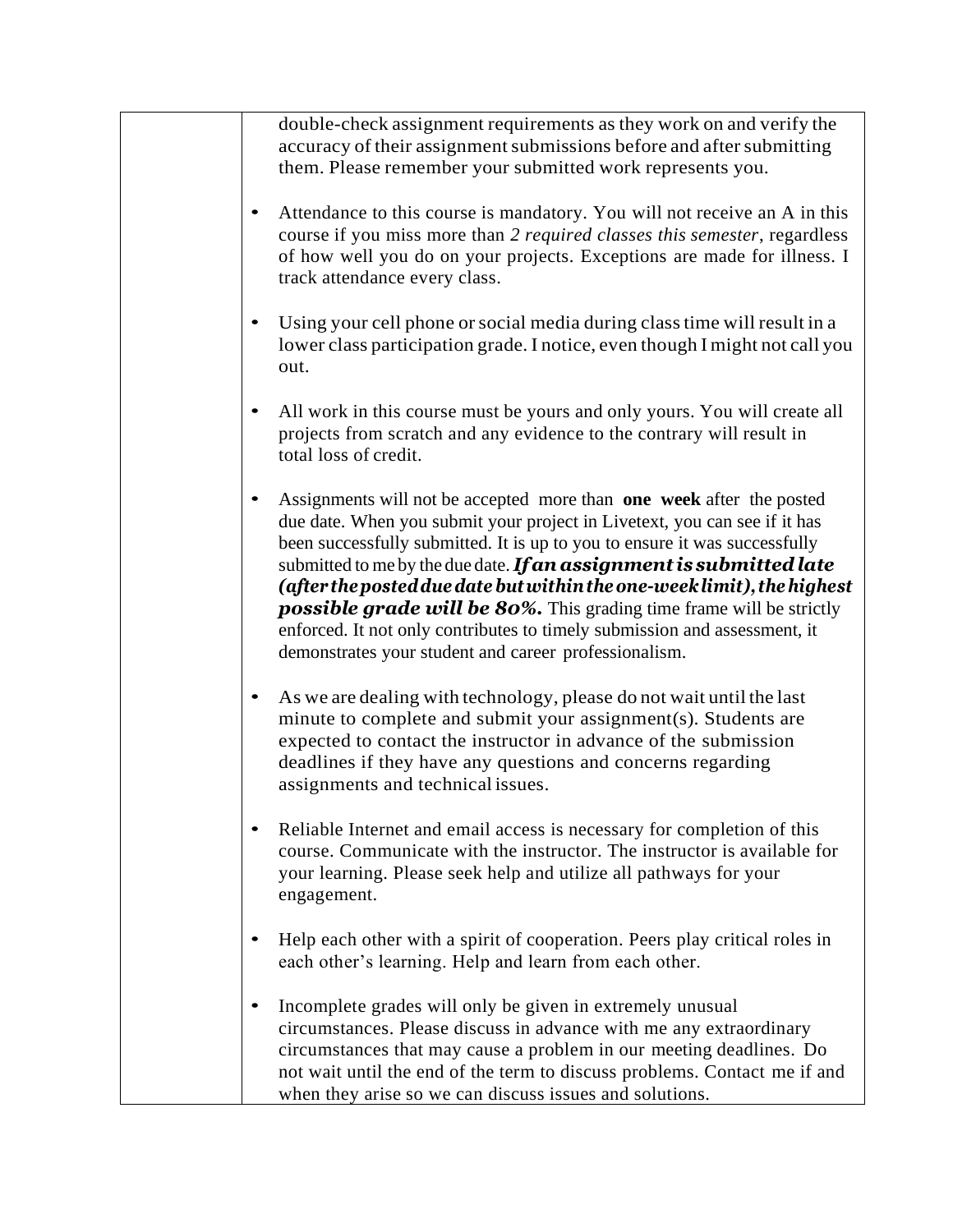| | double-check assignment requirements as they work on and verify the accuracy of their assignment submissions before and after submitting them. Please remember your submitted work represents you.<br><br>• Attendance to this course is mandatory. You will not receive an A in this course if you miss more than *2 required classes this semester*, regardless of how well you do on your projects. Exceptions are made for illness. I track attendance every class.<br><br>• Using your cell phone or social media during class time will result in a lower class participation grade. I notice, even though I might not call you out.<br><br>• All work in this course must be yours and only yours. You will create all projects from scratch and any evidence to the contrary will result in total loss of credit.<br><br>• Assignments will not be accepted more than **one week** after the posted due date. When you submit your project in Livetext, you can see if it has been successfully submitted. It is up to you to ensure it was successfully submitted to me by the due date. ***If an assignment is submitted late (after the posted due date but within the one-week limit), the highest possible grade will be 80%.*** This grading time frame will be strictly enforced. It not only contributes to timely submission and assessment, it demonstrates your student and career professionalism.<br><br>• As we are dealing with technology, please do not wait until the last minute to complete and submit your assignment(s). Students are expected to contact the instructor in advance of the submission deadlines if they have any questions and concerns regarding assignments and technical issues.<br><br>• Reliable Internet and email access is necessary for completion of this course. Communicate with the instructor. The instructor is available for your learning. Please seek help and utilize all pathways for your engagement.<br><br>• Help each other with a spirit of cooperation. Peers play critical roles in each other's learning. Help and learn from each other.<br><br>• Incomplete grades will only be given in extremely unusual circumstances. Please discuss in advance with me any extraordinary circumstances that may cause a problem in our meeting deadlines. Do not wait until the end of the term to discuss problems. Contact me if and when they arise so we can discuss issues and solutions. |
|---|---|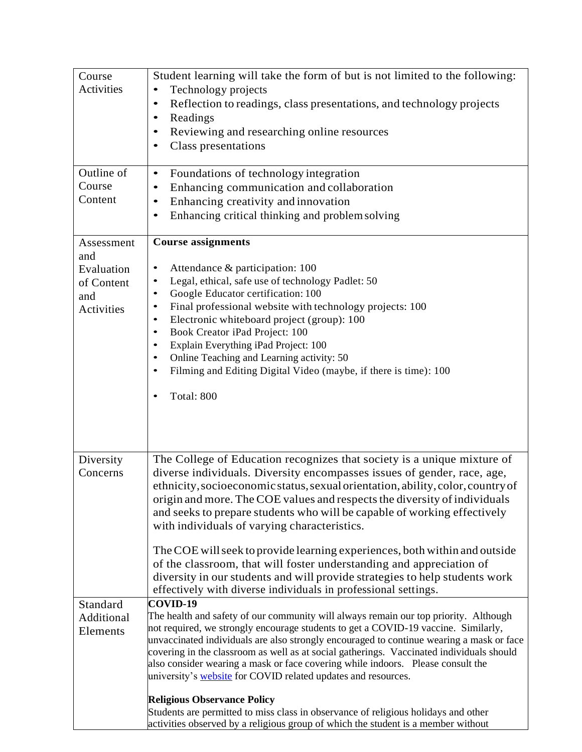| | |
|---|---|
| Course Activities | Student learning will take the form of but is not limited to the following:<br>• Technology projects<br>• Reflection to readings, class presentations, and technology projects<br>• Readings<br>• Reviewing and researching online resources<br>• Class presentations |
| Outline of Course Content | • Foundations of technology integration<br>• Enhancing communication and collaboration<br>• Enhancing creativity and innovation<br>• Enhancing critical thinking and problem solving |
| Assessment and Evaluation of Content and Activities | **Course assignments**<br><br>• Attendance & participation: 100<br>• Legal, ethical, safe use of technology Padlet: 50<br>• Google Educator certification: 100<br>• Final professional website with technology projects: 100<br>• Electronic whiteboard project (group): 100<br>• Book Creator iPad Project: 100<br>• Explain Everything iPad Project: 100<br>• Online Teaching and Learning activity: 50<br>• Filming and Editing Digital Video (maybe, if there is time): 100<br><br>• Total: 800 |
| Diversity Concerns | The College of Education recognizes that society is a unique mixture of diverse individuals. Diversity encompasses issues of gender, race, age, ethnicity, socioeconomic status, sexual orientation, ability, color, country of origin and more. The COE values and respects the diversity of individuals and seeks to prepare students who will be capable of working effectively with individuals of varying characteristics.<br><br>The COE will seek to provide learning experiences, both within and outside of the classroom, that will foster understanding and appreciation of diversity in our students and will provide strategies to help students work effectively with diverse individuals in professional settings. |
| Standard Additional Elements | **COVID-19**<br>The health and safety of our community will always remain our top priority. Although not required, we strongly encourage students to get a COVID-19 vaccine. Similarly, unvaccinated individuals are also strongly encouraged to continue wearing a mask or face covering in the classroom as well as at social gatherings. Vaccinated individuals should also consider wearing a mask or face covering while indoors. Please consult the university's website for COVID related updates and resources.<br><br>**Religious Observance Policy**<br>Students are permitted to miss class in observance of religious holidays and other activities observed by a religious group of which the student is a member without |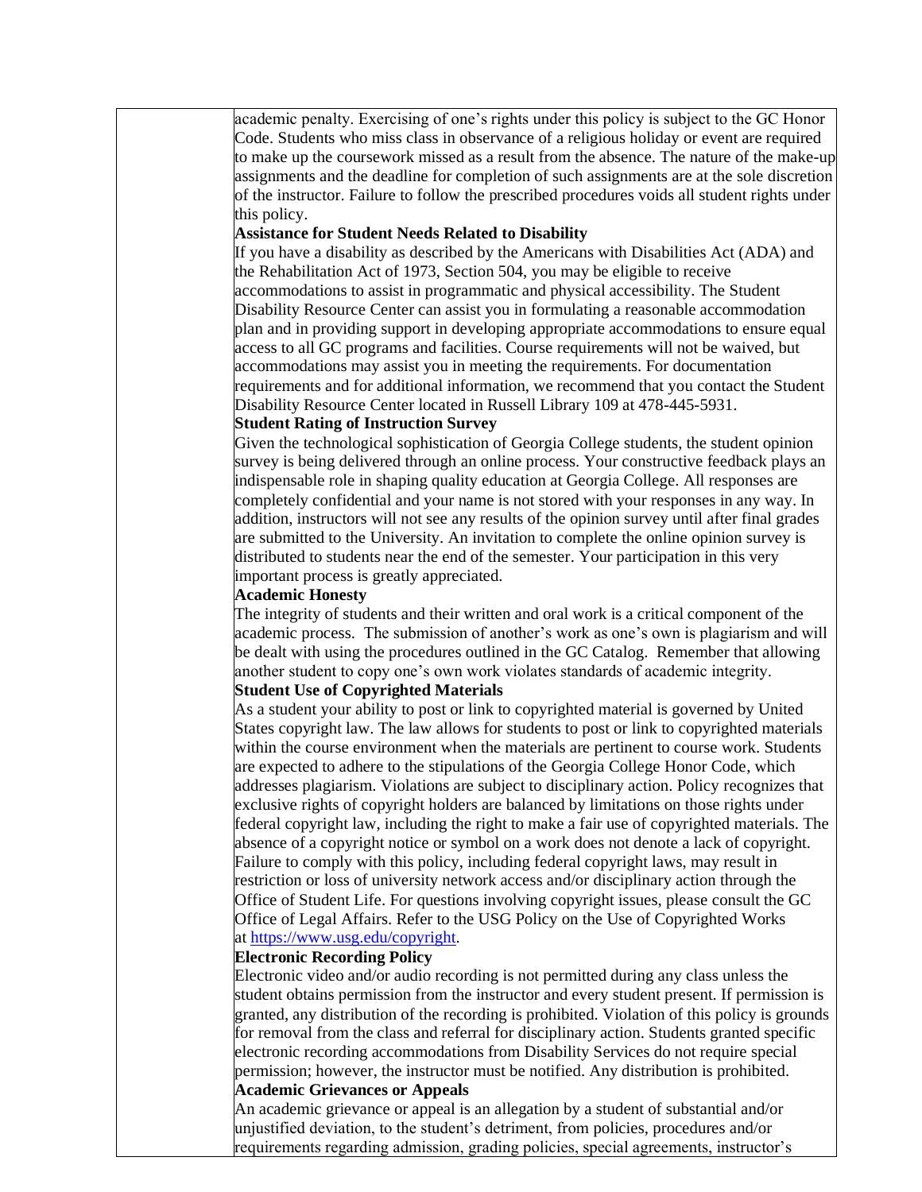academic penalty. Exercising of one's rights under this policy is subject to the GC Honor Code. Students who miss class in observance of a religious holiday or event are required to make up the coursework missed as a result from the absence. The nature of the make-up assignments and the deadline for completion of such assignments are at the sole discretion of the instructor. Failure to follow the prescribed procedures voids all student rights under this policy.

**Assistance for Student Needs Related to Disability**

If you have a disability as described by the Americans with Disabilities Act (ADA) and the Rehabilitation Act of 1973, Section 504, you may be eligible to receive accommodations to assist in programmatic and physical accessibility. The Student Disability Resource Center can assist you in formulating a reasonable accommodation plan and in providing support in developing appropriate accommodations to ensure equal access to all GC programs and facilities. Course requirements will not be waived, but accommodations may assist you in meeting the requirements. For documentation requirements and for additional information, we recommend that you contact the Student Disability Resource Center located in Russell Library 109 at 478-445-5931.

**Student Rating of Instruction Survey**

Given the technological sophistication of Georgia College students, the student opinion survey is being delivered through an online process. Your constructive feedback plays an indispensable role in shaping quality education at Georgia College. All responses are completely confidential and your name is not stored with your responses in any way. In addition, instructors will not see any results of the opinion survey until after final grades are submitted to the University. An invitation to complete the online opinion survey is distributed to students near the end of the semester. Your participation in this very important process is greatly appreciated.

**Academic Honesty**

The integrity of students and their written and oral work is a critical component of the academic process. The submission of another's work as one's own is plagiarism and will be dealt with using the procedures outlined in the GC Catalog. Remember that allowing another student to copy one's own work violates standards of academic integrity.

**Student Use of Copyrighted Materials**

As a student your ability to post or link to copyrighted material is governed by United States copyright law. The law allows for students to post or link to copyrighted materials within the course environment when the materials are pertinent to course work. Students are expected to adhere to the stipulations of the Georgia College Honor Code, which addresses plagiarism. Violations are subject to disciplinary action. Policy recognizes that exclusive rights of copyright holders are balanced by limitations on those rights under federal copyright law, including the right to make a fair use of copyrighted materials. The absence of a copyright notice or symbol on a work does not denote a lack of copyright. Failure to comply with this policy, including federal copyright laws, may result in restriction or loss of university network access and/or disciplinary action through the Office of Student Life. For questions involving copyright issues, please consult the GC Office of Legal Affairs. Refer to the USG Policy on the Use of Copyrighted Works at https://www.usg.edu/copyright.

**Electronic Recording Policy**

Electronic video and/or audio recording is not permitted during any class unless the student obtains permission from the instructor and every student present. If permission is granted, any distribution of the recording is prohibited. Violation of this policy is grounds for removal from the class and referral for disciplinary action. Students granted specific electronic recording accommodations from Disability Services do not require special permission; however, the instructor must be notified. Any distribution is prohibited.

**Academic Grievances or Appeals**

An academic grievance or appeal is an allegation by a student of substantial and/or unjustified deviation, to the student's detriment, from policies, procedures and/or requirements regarding admission, grading policies, special agreements, instructor's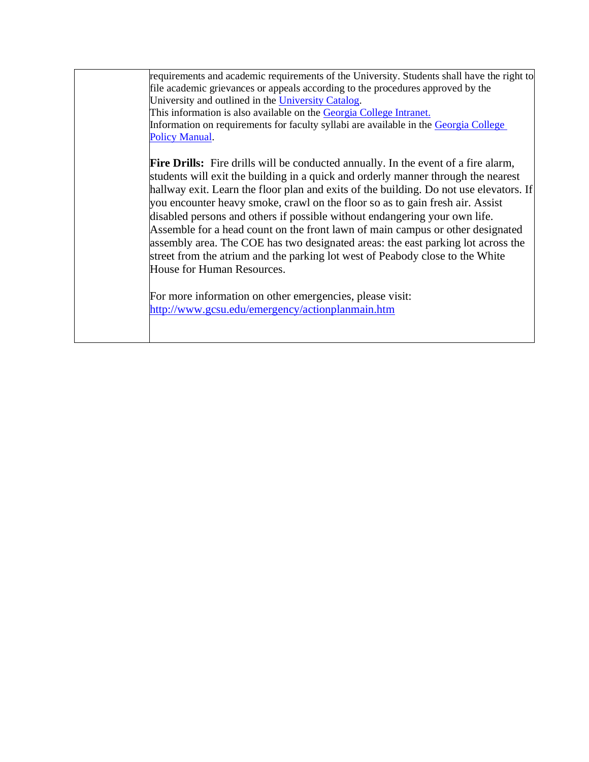| | |
|---|---|
| | requirements and academic requirements of the University. Students shall have the right to file academic grievances or appeals according to the procedures approved by the University and outlined in the University Catalog.<br>This information is also available on the Georgia College Intranet.<br>Information on requirements for faculty syllabi are available in the Georgia College Policy Manual.<br><br>**Fire Drills:** Fire drills will be conducted annually. In the event of a fire alarm, students will exit the building in a quick and orderly manner through the nearest hallway exit. Learn the floor plan and exits of the building. Do not use elevators. If you encounter heavy smoke, crawl on the floor so as to gain fresh air. Assist disabled persons and others if possible without endangering your own life. Assemble for a head count on the front lawn of main campus or other designated assembly area. The COE has two designated areas: the east parking lot across the street from the atrium and the parking lot west of Peabody close to the White House for Human Resources.<br><br>For more information on other emergencies, please visit: http://www.gcsu.edu/emergency/actionplanmain.htm |